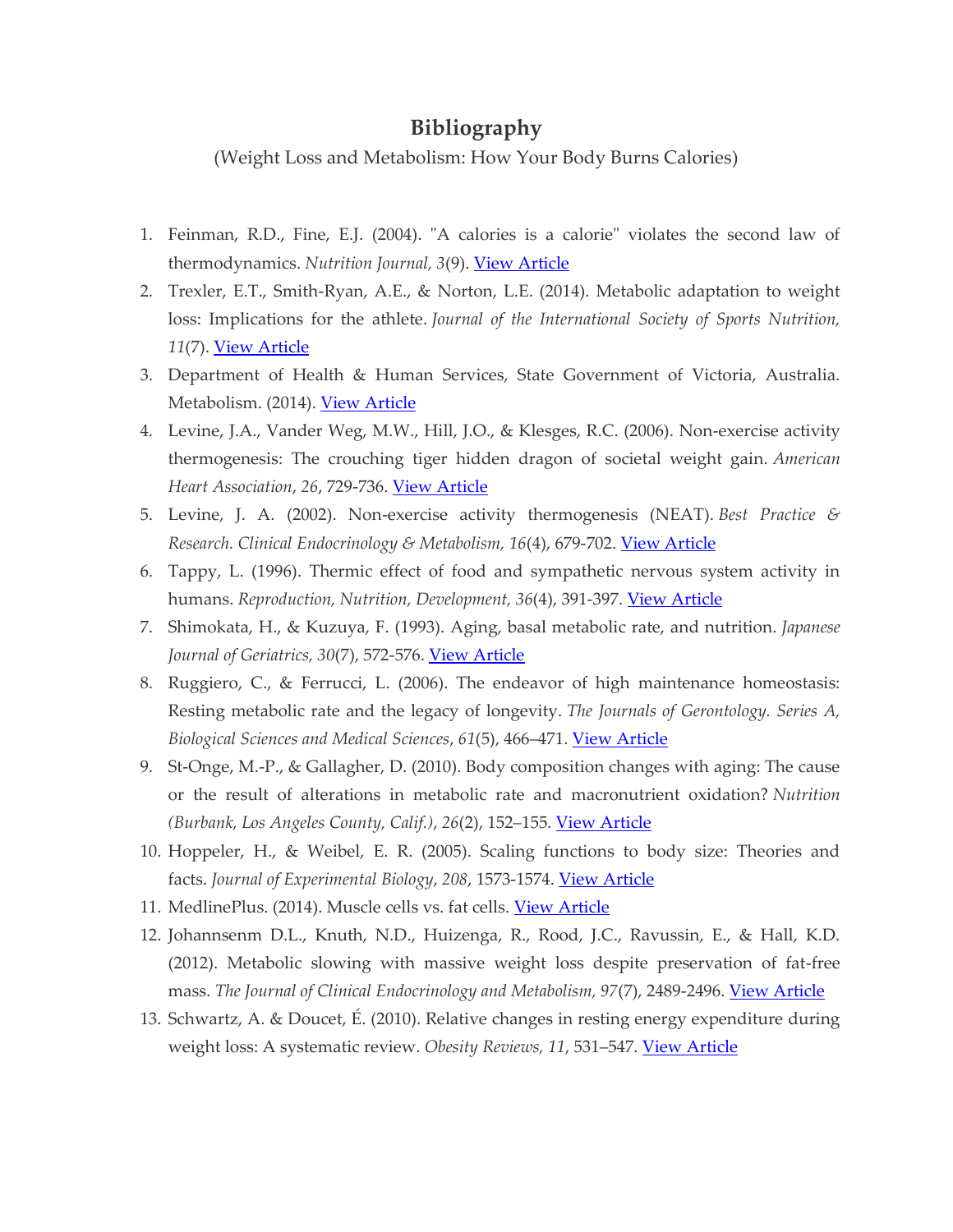# Bibliography

(Weight Loss and Metabolism: How Your Body Burns Calories)

1. Feinman, R.D., Fine, E.J. (2004). "A calories is a calorie" violates the second law of thermodynamics. *Nutrition Journal, 3*(9). View Article
2. Trexler, E.T., Smith-Ryan, A.E., & Norton, L.E. (2014). Metabolic adaptation to weight loss: Implications for the athlete. *Journal of the International Society of Sports Nutrition, 11*(7). View Article
3. Department of Health & Human Services, State Government of Victoria, Australia. Metabolism. (2014). View Article
4. Levine, J.A., Vander Weg, M.W., Hill, J.O., & Klesges, R.C. (2006). Non-exercise activity thermogenesis: The crouching tiger hidden dragon of societal weight gain. *American Heart Association*, *26*, 729-736. View Article
5. Levine, J. A. (2002). Non-exercise activity thermogenesis (NEAT). *Best Practice & Research. Clinical Endocrinology & Metabolism, 16*(4), 679-702. View Article
6. Tappy, L. (1996). Thermic effect of food and sympathetic nervous system activity in humans. *Reproduction, Nutrition, Development, 36*(4), 391-397. View Article
7. Shimokata, H., & Kuzuya, F. (1993). Aging, basal metabolic rate, and nutrition. *Japanese Journal of Geriatrics, 30*(7), 572-576. View Article
8. Ruggiero, C., & Ferrucci, L. (2006). The endeavor of high maintenance homeostasis: Resting metabolic rate and the legacy of longevity. *The Journals of Gerontology. Series A, Biological Sciences and Medical Sciences*, *61*(5), 466–471. View Article
9. St-Onge, M.-P., & Gallagher, D. (2010). Body composition changes with aging: The cause or the result of alterations in metabolic rate and macronutrient oxidation? *Nutrition (Burbank, Los Angeles County, Calif.)*, *26*(2), 152–155. View Article
10. Hoppeler, H., & Weibel, E. R. (2005). Scaling functions to body size: Theories and facts. *Journal of Experimental Biology*, *208*, 1573-1574. View Article
11. MedlinePlus. (2014). Muscle cells vs. fat cells. View Article
12. Johannsenm D.L., Knuth, N.D., Huizenga, R., Rood, J.C., Ravussin, E., & Hall, K.D. (2012). Metabolic slowing with massive weight loss despite preservation of fat-free mass. *The Journal of Clinical Endocrinology and Metabolism, 97*(7), 2489-2496. View Article
13. Schwartz, A. & Doucet, É. (2010). Relative changes in resting energy expenditure during weight loss: A systematic review. *Obesity Reviews, 11*, 531–547. View Article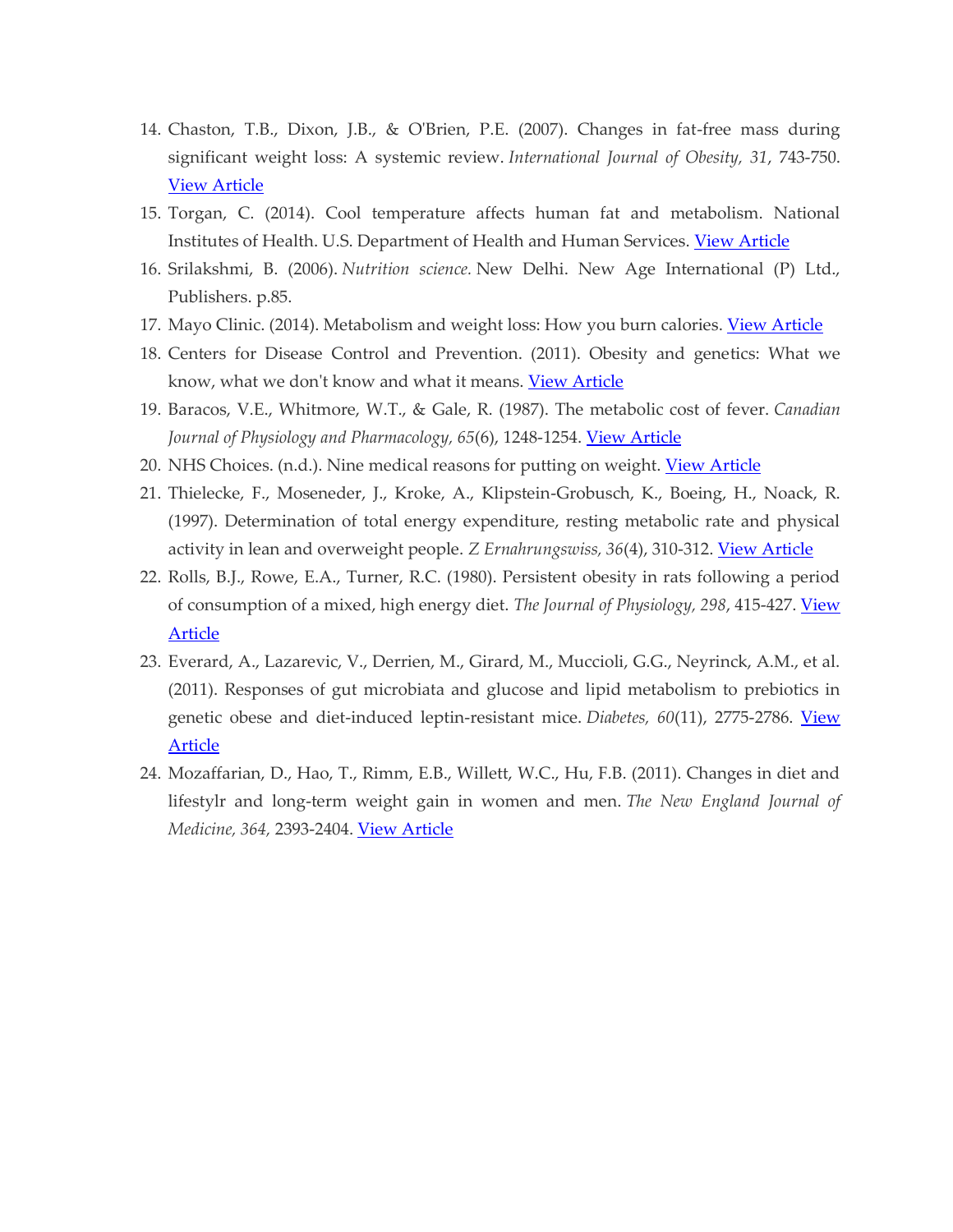14. Chaston, T.B., Dixon, J.B., & O'Brien, P.E. (2007). Changes in fat-free mass during significant weight loss: A systemic review. *International Journal of Obesity, 31*, 743-750. View Article
15. Torgan, C. (2014). Cool temperature affects human fat and metabolism. National Institutes of Health. U.S. Department of Health and Human Services. View Article
16. Srilakshmi, B. (2006). *Nutrition science.* New Delhi. New Age International (P) Ltd., Publishers. p.85.
17. Mayo Clinic. (2014). Metabolism and weight loss: How you burn calories. View Article
18. Centers for Disease Control and Prevention. (2011). Obesity and genetics: What we know, what we don't know and what it means. View Article
19. Baracos, V.E., Whitmore, W.T., & Gale, R. (1987). The metabolic cost of fever. *Canadian Journal of Physiology and Pharmacology, 65*(6), 1248-1254. View Article
20. NHS Choices. (n.d.). Nine medical reasons for putting on weight. View Article
21. Thielecke, F., Moseneder, J., Kroke, A., Klipstein-Grobusch, K., Boeing, H., Noack, R. (1997). Determination of total energy expenditure, resting metabolic rate and physical activity in lean and overweight people. *Z Ernahrungswiss, 36*(4), 310-312. View Article
22. Rolls, B.J., Rowe, E.A., Turner, R.C. (1980). Persistent obesity in rats following a period of consumption of a mixed, high energy diet. *The Journal of Physiology, 298*, 415-427. View Article
23. Everard, A., Lazarevic, V., Derrien, M., Girard, M., Muccioli, G.G., Neyrinck, A.M., et al. (2011). Responses of gut microbiata and glucose and lipid metabolism to prebiotics in genetic obese and diet-induced leptin-resistant mice. *Diabetes, 60*(11), 2775-2786. View Article
24. Mozaffarian, D., Hao, T., Rimm, E.B., Willett, W.C., Hu, F.B. (2011). Changes in diet and lifestylr and long-term weight gain in women and men. *The New England Journal of Medicine, 364,* 2393-2404. View Article